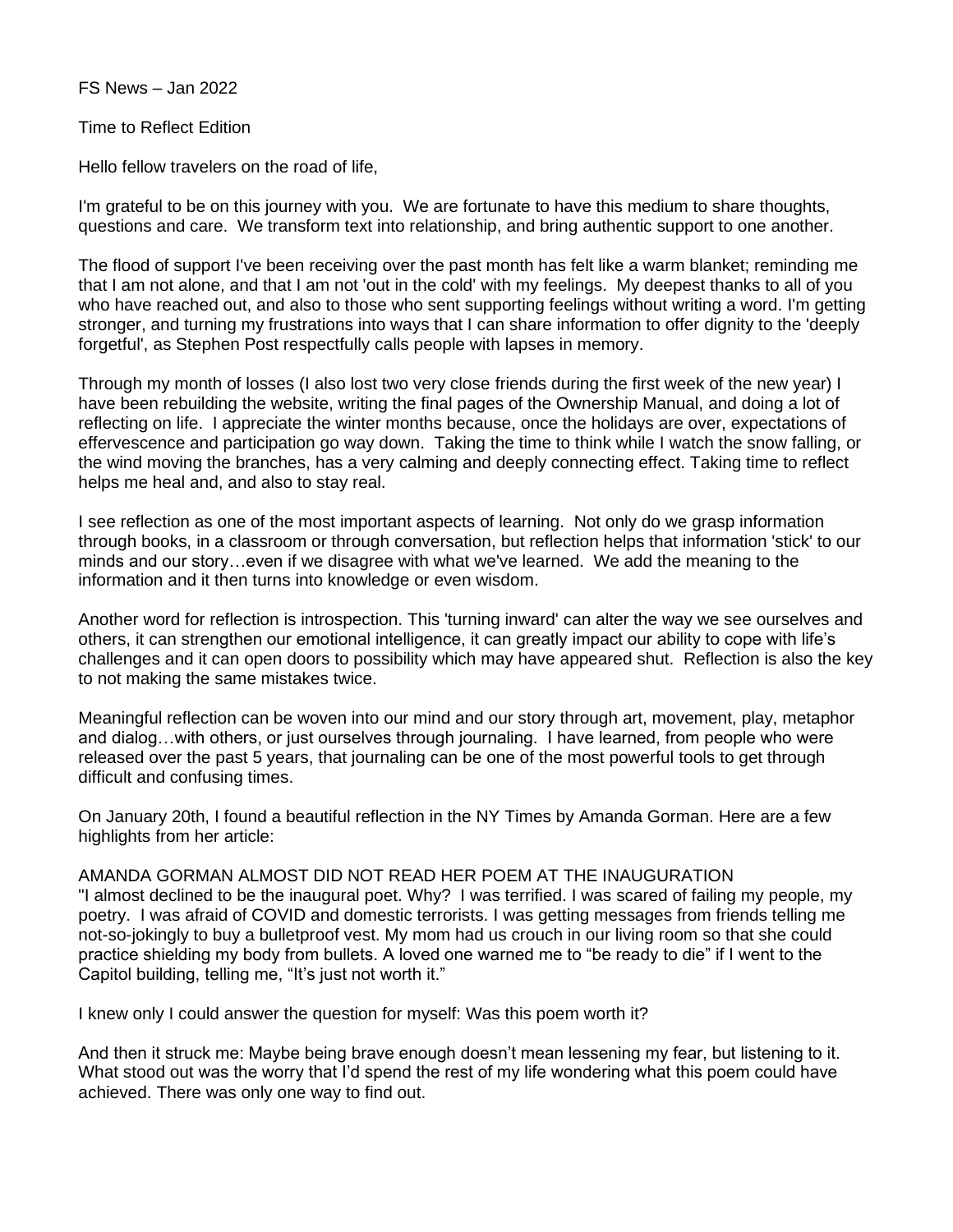FS News – Jan 2022

Time to Reflect Edition

Hello fellow travelers on the road of life,

I'm grateful to be on this journey with you. We are fortunate to have this medium to share thoughts, questions and care. We transform text into relationship, and bring authentic support to one another.

The flood of support I've been receiving over the past month has felt like a warm blanket; reminding me that I am not alone, and that I am not 'out in the cold' with my feelings. My deepest thanks to all of you who have reached out, and also to those who sent supporting feelings without writing a word. I'm getting stronger, and turning my frustrations into ways that I can share information to offer dignity to the 'deeply forgetful', as Stephen Post respectfully calls people with lapses in memory.

Through my month of losses (I also lost two very close friends during the first week of the new year) I have been rebuilding the website, writing the final pages of the Ownership Manual, and doing a lot of reflecting on life. I appreciate the winter months because, once the holidays are over, expectations of effervescence and participation go way down. Taking the time to think while I watch the snow falling, or the wind moving the branches, has a very calming and deeply connecting effect. Taking time to reflect helps me heal and, and also to stay real.

I see reflection as one of the most important aspects of learning. Not only do we grasp information through books, in a classroom or through conversation, but reflection helps that information 'stick' to our minds and our story…even if we disagree with what we've learned. We add the meaning to the information and it then turns into knowledge or even wisdom.

Another word for reflection is introspection. This 'turning inward' can alter the way we see ourselves and others, it can strengthen our emotional intelligence, it can greatly impact our ability to cope with life's challenges and it can open doors to possibility which may have appeared shut. Reflection is also the key to not making the same mistakes twice.

Meaningful reflection can be woven into our mind and our story through art, movement, play, metaphor and dialog…with others, or just ourselves through journaling. I have learned, from people who were released over the past 5 years, that journaling can be one of the most powerful tools to get through difficult and confusing times.

On January 20th, I found a beautiful reflection in the NY Times by Amanda Gorman. Here are a few highlights from her article:

AMANDA GORMAN ALMOST DID NOT READ HER POEM AT THE INAUGURATION

"I almost declined to be the inaugural poet. Why? I was terrified. I was scared of failing my people, my poetry. I was afraid of COVID and domestic terrorists. I was getting messages from friends telling me not-so-jokingly to buy a bulletproof vest. My mom had us crouch in our living room so that she could practice shielding my body from bullets. A loved one warned me to "be ready to die" if I went to the Capitol building, telling me, "It's just not worth it."

I knew only I could answer the question for myself: Was this poem worth it?

And then it struck me: Maybe being brave enough doesn't mean lessening my fear, but listening to it. What stood out was the worry that I'd spend the rest of my life wondering what this poem could have achieved. There was only one way to find out.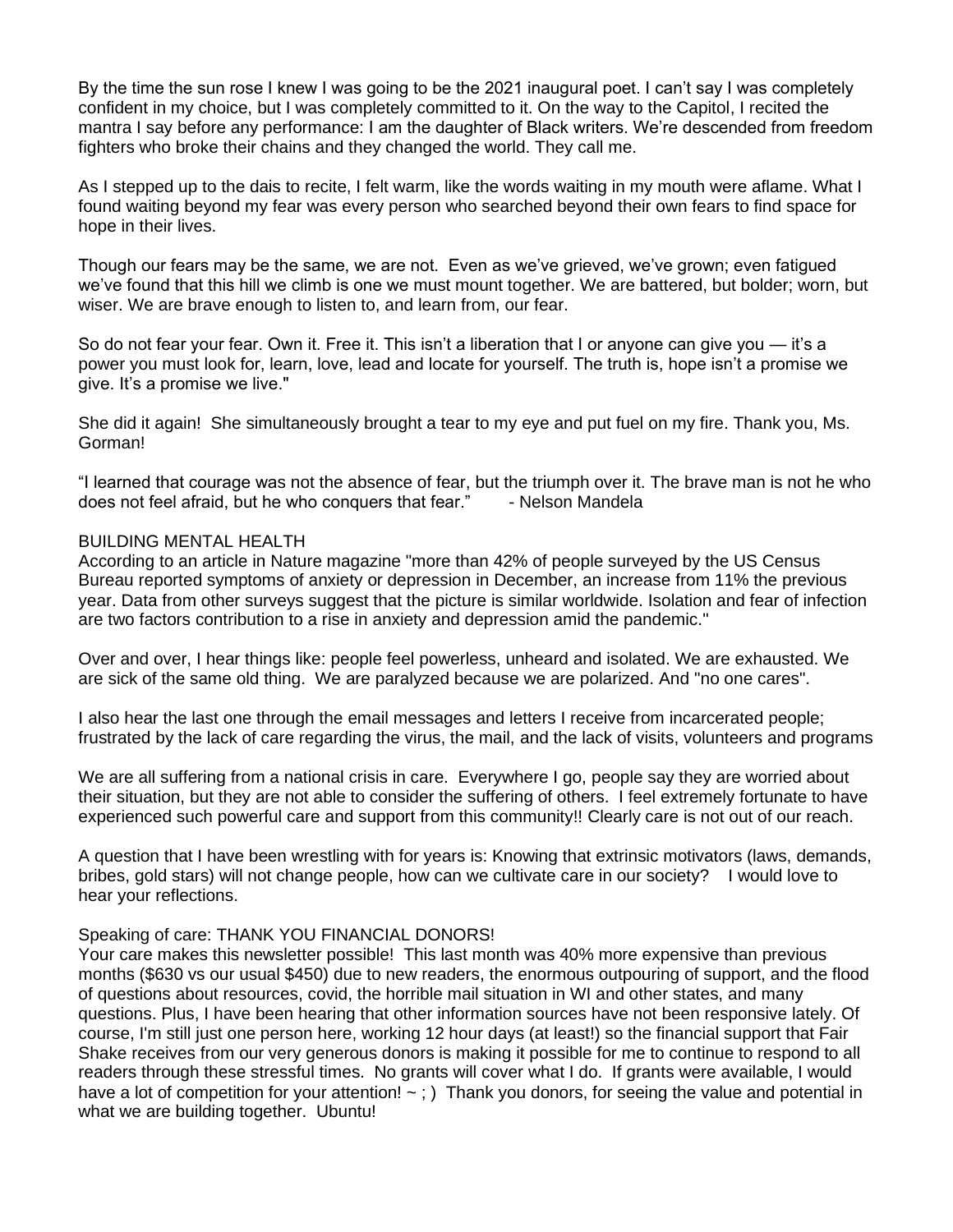By the time the sun rose I knew I was going to be the 2021 inaugural poet. I can't say I was completely confident in my choice, but I was completely committed to it. On the way to the Capitol, I recited the mantra I say before any performance: I am the daughter of Black writers. We're descended from freedom fighters who broke their chains and they changed the world. They call me.

As I stepped up to the dais to recite, I felt warm, like the words waiting in my mouth were aflame. What I found waiting beyond my fear was every person who searched beyond their own fears to find space for hope in their lives.

Though our fears may be the same, we are not. Even as we've grieved, we've grown; even fatigued we've found that this hill we climb is one we must mount together. We are battered, but bolder; worn, but wiser. We are brave enough to listen to, and learn from, our fear.

So do not fear your fear. Own it. Free it. This isn't a liberation that I or anyone can give you — it's a power you must look for, learn, love, lead and locate for yourself. The truth is, hope isn't a promise we give. It's a promise we live."

She did it again! She simultaneously brought a tear to my eye and put fuel on my fire. Thank you, Ms. Gorman!

"I learned that courage was not the absence of fear, but the triumph over it. The brave man is not he who does not feel afraid, but he who conquers that fear." - Nelson Mandela

BUILDING MENTAL HEALTH

According to an article in Nature magazine "more than 42% of people surveyed by the US Census Bureau reported symptoms of anxiety or depression in December, an increase from 11% the previous year. Data from other surveys suggest that the picture is similar worldwide. Isolation and fear of infection are two factors contribution to a rise in anxiety and depression amid the pandemic."

Over and over, I hear things like: people feel powerless, unheard and isolated. We are exhausted. We are sick of the same old thing. We are paralyzed because we are polarized. And "no one cares".

I also hear the last one through the email messages and letters I receive from incarcerated people; frustrated by the lack of care regarding the virus, the mail, and the lack of visits, volunteers and programs

We are all suffering from a national crisis in care. Everywhere I go, people say they are worried about their situation, but they are not able to consider the suffering of others. I feel extremely fortunate to have experienced such powerful care and support from this community!! Clearly care is not out of our reach.

A question that I have been wrestling with for years is: Knowing that extrinsic motivators (laws, demands, bribes, gold stars) will not change people, how can we cultivate care in our society? I would love to hear your reflections.

Speaking of care: THANK YOU FINANCIAL DONORS!

Your care makes this newsletter possible! This last month was 40% more expensive than previous months ($630 vs our usual $450) due to new readers, the enormous outpouring of support, and the flood of questions about resources, covid, the horrible mail situation in WI and other states, and many questions. Plus, I have been hearing that other information sources have not been responsive lately. Of course, I'm still just one person here, working 12 hour days (at least!) so the financial support that Fair Shake receives from our very generous donors is making it possible for me to continue to respond to all readers through these stressful times. No grants will cover what I do. If grants were available, I would have a lot of competition for your attention! ~ ; ) Thank you donors, for seeing the value and potential in what we are building together. Ubuntu!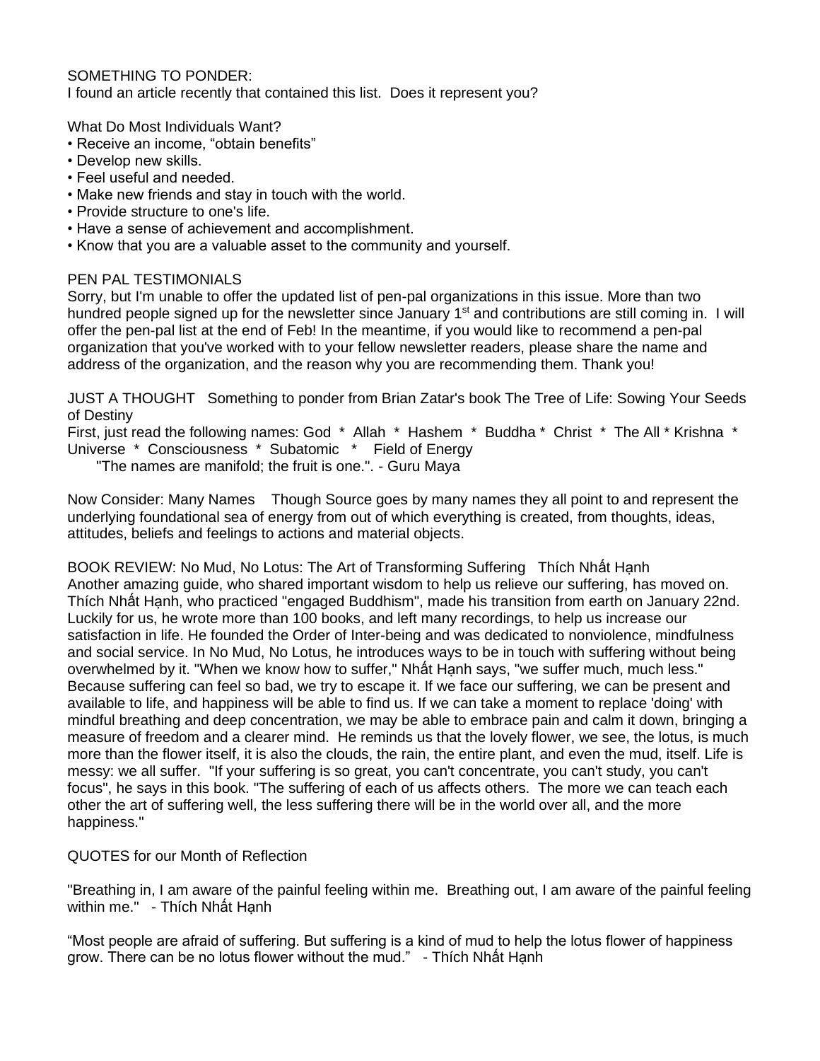SOMETHING TO PONDER:
I found an article recently that contained this list. Does it represent you?

What Do Most Individuals Want?
- Receive an income, “obtain benefits”
- Develop new skills.
- Feel useful and needed.
- Make new friends and stay in touch with the world.
- Provide structure to one's life.
- Have a sense of achievement and accomplishment.
- Know that you are a valuable asset to the community and yourself.

PEN PAL TESTIMONIALS
Sorry, but I'm unable to offer the updated list of pen-pal organizations in this issue. More than two hundred people signed up for the newsletter since January 1st and contributions are still coming in. I will offer the pen-pal list at the end of Feb! In the meantime, if you would like to recommend a pen-pal organization that you've worked with to your fellow newsletter readers, please share the name and address of the organization, and the reason why you are recommending them. Thank you!

JUST A THOUGHT Something to ponder from Brian Zatar's book The Tree of Life: Sowing Your Seeds of Destiny
First, just read the following names: God * Allah * Hashem * Buddha * Christ * The All * Krishna * Universe * Consciousness * Subatomic * Field of Energy

"The names are manifold; the fruit is one.". - Guru Maya

Now Consider: Many Names Though Source goes by many names they all point to and represent the underlying foundational sea of energy from out of which everything is created, from thoughts, ideas, attitudes, beliefs and feelings to actions and material objects.

BOOK REVIEW: No Mud, No Lotus: The Art of Transforming Suffering Thích Nhất Hạnh
Another amazing guide, who shared important wisdom to help us relieve our suffering, has moved on. Thích Nhất Hạnh, who practiced "engaged Buddhism", made his transition from earth on January 22nd. Luckily for us, he wrote more than 100 books, and left many recordings, to help us increase our satisfaction in life. He founded the Order of Inter-being and was dedicated to nonviolence, mindfulness and social service. In No Mud, No Lotus, he introduces ways to be in touch with suffering without being overwhelmed by it. "When we know how to suffer," Nhất Hạnh says, "we suffer much, much less." Because suffering can feel so bad, we try to escape it. If we face our suffering, we can be present and available to life, and happiness will be able to find us. If we can take a moment to replace 'doing' with mindful breathing and deep concentration, we may be able to embrace pain and calm it down, bringing a measure of freedom and a clearer mind. He reminds us that the lovely flower, we see, the lotus, is much more than the flower itself, it is also the clouds, the rain, the entire plant, and even the mud, itself. Life is messy: we all suffer. "If your suffering is so great, you can't concentrate, you can't study, you can't focus", he says in this book. "The suffering of each of us affects others. The more we can teach each other the art of suffering well, the less suffering there will be in the world over all, and the more happiness."

QUOTES for our Month of Reflection

"Breathing in, I am aware of the painful feeling within me. Breathing out, I am aware of the painful feeling within me." - Thích Nhất Hạnh

“Most people are afraid of suffering. But suffering is a kind of mud to help the lotus flower of happiness grow. There can be no lotus flower without the mud.” - Thích Nhất Hạnh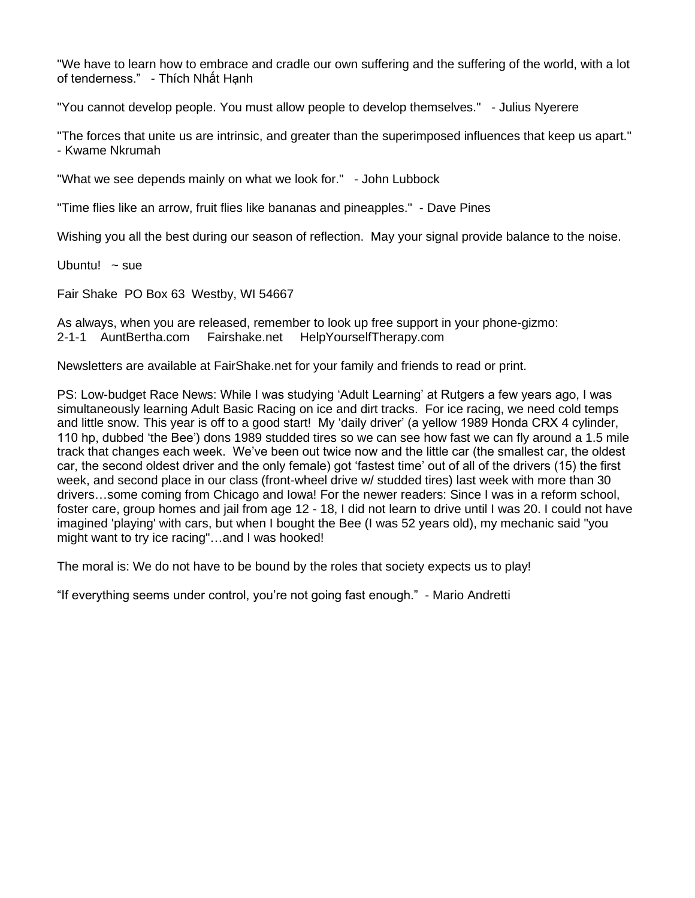"We have to learn how to embrace and cradle our own suffering and the suffering of the world, with a lot of tenderness." - Thích Nhất Hạnh

"You cannot develop people. You must allow people to develop themselves." - Julius Nyerere

"The forces that unite us are intrinsic, and greater than the superimposed influences that keep us apart." - Kwame Nkrumah

"What we see depends mainly on what we look for." - John Lubbock

"Time flies like an arrow, fruit flies like bananas and pineapples." - Dave Pines

Wishing you all the best during our season of reflection. May your signal provide balance to the noise.

Ubuntu! ~ sue

Fair Shake PO Box 63 Westby, WI 54667

As always, when you are released, remember to look up free support in your phone-gizmo:
2-1-1 AuntBertha.com Fairshake.net HelpYourselfTherapy.com

Newsletters are available at FairShake.net for your family and friends to read or print.

PS: Low-budget Race News: While I was studying 'Adult Learning' at Rutgers a few years ago, I was simultaneously learning Adult Basic Racing on ice and dirt tracks. For ice racing, we need cold temps and little snow. This year is off to a good start! My 'daily driver' (a yellow 1989 Honda CRX 4 cylinder, 110 hp, dubbed 'the Bee') dons 1989 studded tires so we can see how fast we can fly around a 1.5 mile track that changes each week. We've been out twice now and the little car (the smallest car, the oldest car, the second oldest driver and the only female) got 'fastest time' out of all of the drivers (15) the first week, and second place in our class (front-wheel drive w/ studded tires) last week with more than 30 drivers…some coming from Chicago and Iowa! For the newer readers: Since I was in a reform school, foster care, group homes and jail from age 12 - 18, I did not learn to drive until I was 20. I could not have imagined 'playing' with cars, but when I bought the Bee (I was 52 years old), my mechanic said "you might want to try ice racing"…and I was hooked!

The moral is: We do not have to be bound by the roles that society expects us to play!

"If everything seems under control, you're not going fast enough." - Mario Andretti